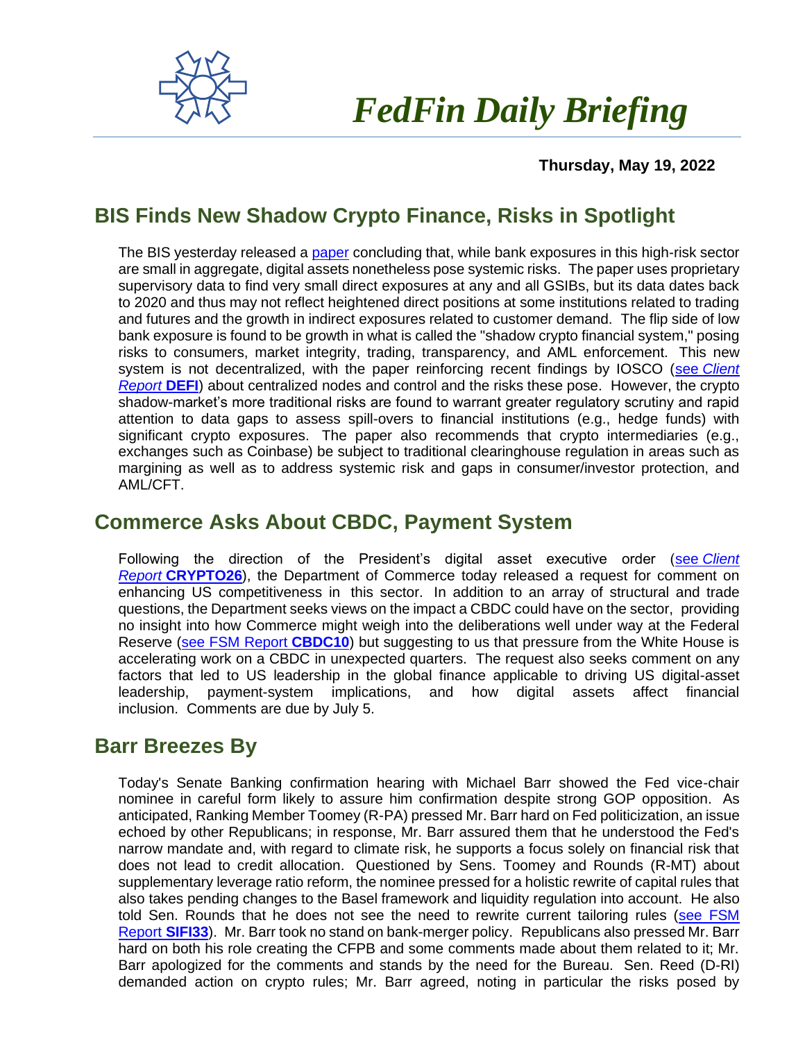# FedFin Daily Briefing

**Thursday, May 19, 2022**

## BIS Finds New Shadow Crypto Finance, Risks in Spotlight

The BIS yesterday released a [paper](#) concluding that, while bank exposures in this high-risk sector are small in aggregate, digital assets nonetheless pose systemic risks. The paper uses proprietary supervisory data to find very small direct exposures at any and all GSIBs, but its data dates back to 2020 and thus may not reflect heightened direct positions at some institutions related to trading and futures and the growth in indirect exposures related to customer demand. The flip side of low bank exposure is found to be growth in what is called the "shadow crypto financial system," posing risks to consumers, market integrity, trading, transparency, and AML enforcement. This new system is not decentralized, with the paper reinforcing recent findings by IOSCO ([see *Client Report* **DEFI**](#)) about centralized nodes and control and the risks these pose. However, the crypto shadow-market's more traditional risks are found to warrant greater regulatory scrutiny and rapid attention to data gaps to assess spill-overs to financial institutions (e.g., hedge funds) with significant crypto exposures. The paper also recommends that crypto intermediaries (e.g., exchanges such as Coinbase) be subject to traditional clearinghouse regulation in areas such as margining as well as to address systemic risk and gaps in consumer/investor protection, and AML/CFT.

## Commerce Asks About CBDC, Payment System

Following the direction of the President's digital asset executive order ([see *Client Report* **CRYPTO26**](#)), the Department of Commerce today released a request for comment on enhancing US competitiveness in this sector. In addition to an array of structural and trade questions, the Department seeks views on the impact a CBDC could have on the sector, providing no insight into how Commerce might weigh into the deliberations well under way at the Federal Reserve ([see FSM Report **CBDC10**](#)) but suggesting to us that pressure from the White House is accelerating work on a CBDC in unexpected quarters. The request also seeks comment on any factors that led to US leadership in the global finance applicable to driving US digital-asset leadership, payment-system implications, and how digital assets affect financial inclusion. Comments are due by July 5.

## Barr Breezes By

Today's Senate Banking confirmation hearing with Michael Barr showed the Fed vice-chair nominee in careful form likely to assure him confirmation despite strong GOP opposition. As anticipated, Ranking Member Toomey (R-PA) pressed Mr. Barr hard on Fed politicization, an issue echoed by other Republicans; in response, Mr. Barr assured them that he understood the Fed's narrow mandate and, with regard to climate risk, he supports a focus solely on financial risk that does not lead to credit allocation. Questioned by Sens. Toomey and Rounds (R-MT) about supplementary leverage ratio reform, the nominee pressed for a holistic rewrite of capital rules that also takes pending changes to the Basel framework and liquidity regulation into account. He also told Sen. Rounds that he does not see the need to rewrite current tailoring rules ([see FSM Report **SIFI33**](#)). Mr. Barr took no stand on bank-merger policy. Republicans also pressed Mr. Barr hard on both his role creating the CFPB and some comments made about them related to it; Mr. Barr apologized for the comments and stands by the need for the Bureau. Sen. Reed (D-RI) demanded action on crypto rules; Mr. Barr agreed, noting in particular the risks posed by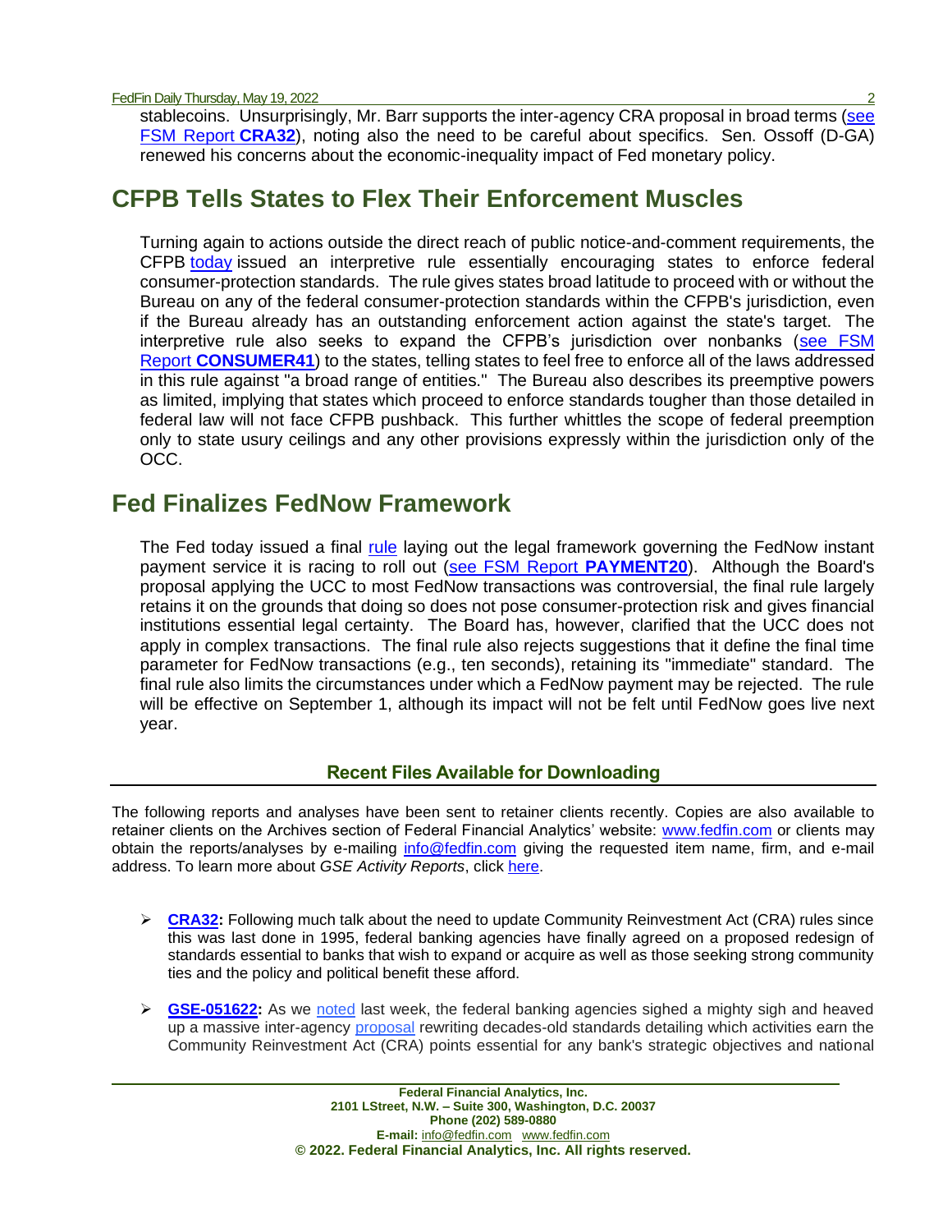stablecoins. Unsurprisingly, Mr. Barr supports the inter-agency CRA proposal in broad terms (see FSM Report **CRA32**), noting also the need to be careful about specifics. Sen. Ossoff (D-GA) renewed his concerns about the economic-inequality impact of Fed monetary policy.

## CFPB Tells States to Flex Their Enforcement Muscles

Turning again to actions outside the direct reach of public notice-and-comment requirements, the CFPB today issued an interpretive rule essentially encouraging states to enforce federal consumer-protection standards. The rule gives states broad latitude to proceed with or without the Bureau on any of the federal consumer-protection standards within the CFPB's jurisdiction, even if the Bureau already has an outstanding enforcement action against the state's target. The interpretive rule also seeks to expand the CFPB's jurisdiction over nonbanks (see FSM Report **CONSUMER41**) to the states, telling states to feel free to enforce all of the laws addressed in this rule against "a broad range of entities." The Bureau also describes its preemptive powers as limited, implying that states which proceed to enforce standards tougher than those detailed in federal law will not face CFPB pushback. This further whittles the scope of federal preemption only to state usury ceilings and any other provisions expressly within the jurisdiction only of the OCC.

## Fed Finalizes FedNow Framework

The Fed today issued a final rule laying out the legal framework governing the FedNow instant payment service it is racing to roll out (see FSM Report **PAYMENT20**). Although the Board's proposal applying the UCC to most FedNow transactions was controversial, the final rule largely retains it on the grounds that doing so does not pose consumer-protection risk and gives financial institutions essential legal certainty. The Board has, however, clarified that the UCC does not apply in complex transactions. The final rule also rejects suggestions that it define the final time parameter for FedNow transactions (e.g., ten seconds), retaining its "immediate" standard. The final rule also limits the circumstances under which a FedNow payment may be rejected. The rule will be effective on September 1, although its impact will not be felt until FedNow goes live next year.

### Recent Files Available for Downloading

The following reports and analyses have been sent to retainer clients recently. Copies are also available to retainer clients on the Archives section of Federal Financial Analytics' website: www.fedfin.com or clients may obtain the reports/analyses by e-mailing info@fedfin.com giving the requested item name, firm, and e-mail address. To learn more about *GSE Activity Reports*, click here.

- **CRA32:** Following much talk about the need to update Community Reinvestment Act (CRA) rules since this was last done in 1995, federal banking agencies have finally agreed on a proposed redesign of standards essential to banks that wish to expand or acquire as well as those seeking strong community ties and the policy and political benefit these afford.
- **GSE-051622:** As we noted last week, the federal banking agencies sighed a mighty sigh and heaved up a massive inter-agency proposal rewriting decades-old standards detailing which activities earn the Community Reinvestment Act (CRA) points essential for any bank's strategic objectives and national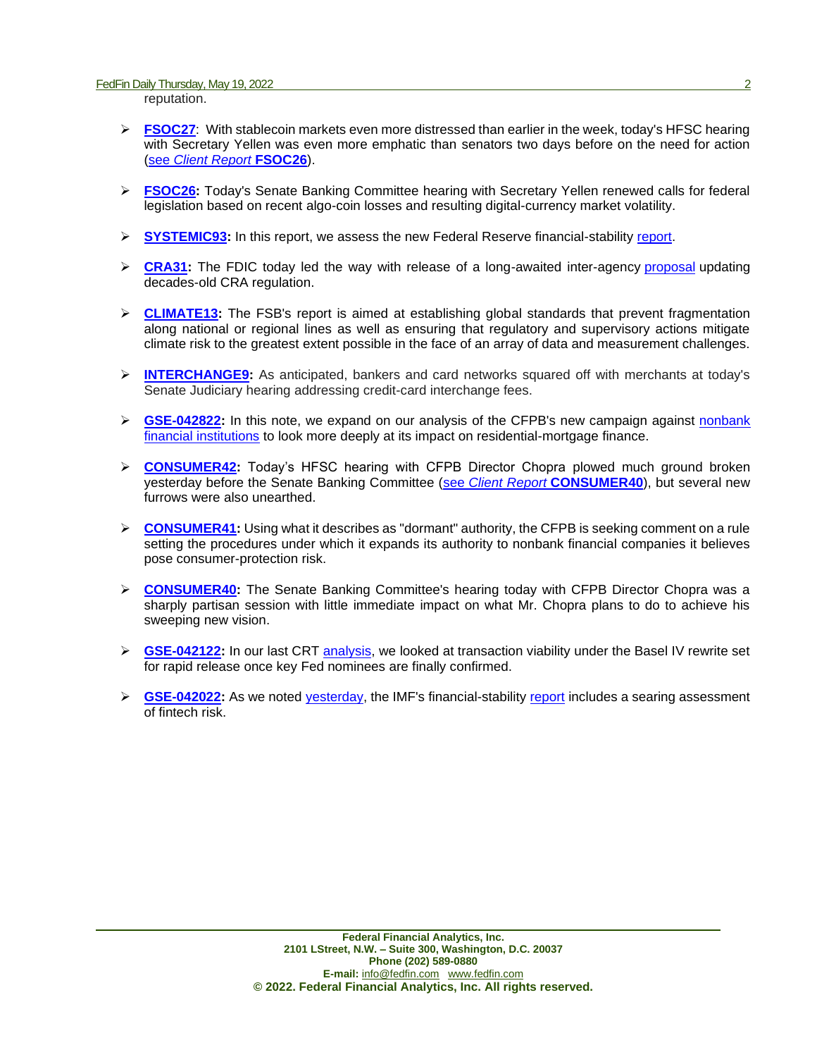reputation.

- **FSOC27**: With stablecoin markets even more distressed than earlier in the week, today's HFSC hearing with Secretary Yellen was even more emphatic than senators two days before on the need for action (see *Client Report* **FSOC26**).

- **FSOC26:** Today's Senate Banking Committee hearing with Secretary Yellen renewed calls for federal legislation based on recent algo-coin losses and resulting digital-currency market volatility.

- **SYSTEMIC93:** In this report, we assess the new Federal Reserve financial-stability report.

- **CRA31:** The FDIC today led the way with release of a long-awaited inter-agency proposal updating decades-old CRA regulation.

- **CLIMATE13:** The FSB's report is aimed at establishing global standards that prevent fragmentation along national or regional lines as well as ensuring that regulatory and supervisory actions mitigate climate risk to the greatest extent possible in the face of an array of data and measurement challenges.

- **INTERCHANGE9:** As anticipated, bankers and card networks squared off with merchants at today's Senate Judiciary hearing addressing credit-card interchange fees.

- **GSE-042822:** In this note, we expand on our analysis of the CFPB's new campaign against nonbank financial institutions to look more deeply at its impact on residential-mortgage finance.

- **CONSUMER42:** Today's HFSC hearing with CFPB Director Chopra plowed much ground broken yesterday before the Senate Banking Committee (see *Client Report* **CONSUMER40**), but several new furrows were also unearthed.

- **CONSUMER41:** Using what it describes as "dormant" authority, the CFPB is seeking comment on a rule setting the procedures under which it expands its authority to nonbank financial companies it believes pose consumer-protection risk.

- **CONSUMER40:** The Senate Banking Committee's hearing today with CFPB Director Chopra was a sharply partisan session with little immediate impact on what Mr. Chopra plans to do to achieve his sweeping new vision.

- **GSE-042122:** In our last CRT analysis, we looked at transaction viability under the Basel IV rewrite set for rapid release once key Fed nominees are finally confirmed.

- **GSE-042022:** As we noted yesterday, the IMF's financial-stability report includes a searing assessment of fintech risk.

**Federal Financial Analytics, Inc.**
**2101 LStreet, N.W. – Suite 300, Washington, D.C. 20037**
**Phone (202) 589-0880**
**E-mail:** info@fedfin.com www.fedfin.com
**© 2022. Federal Financial Analytics, Inc. All rights reserved.**